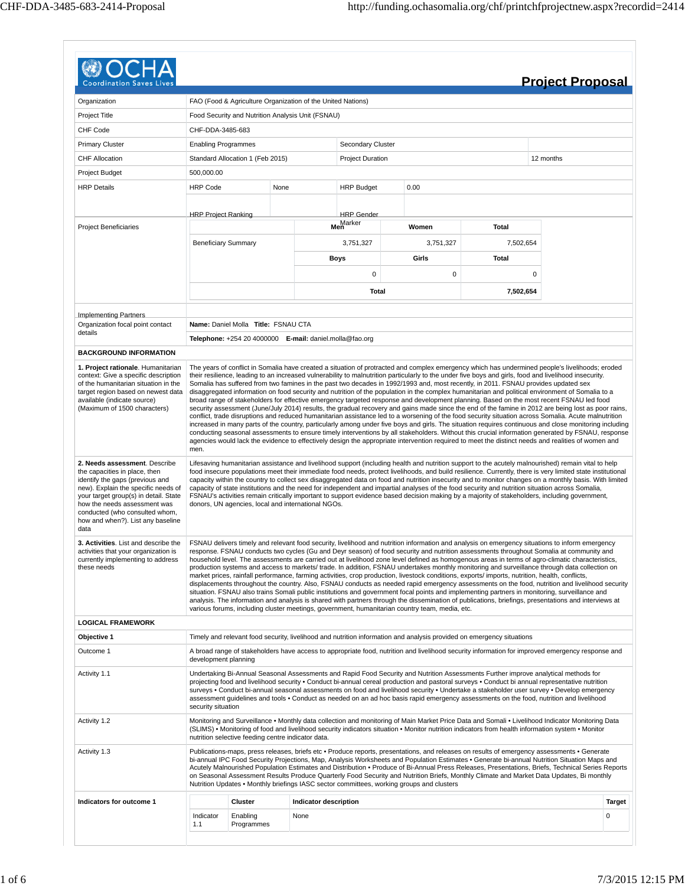OCHA
Coordination Saves Lives

# Project Proposal

| | | | |
|---|---|---|---|
| Organization | FAO (Food & Agriculture Organization of the United Nations) | | |
| Project Title | Food Security and Nutrition Analysis Unit (FSNAU) | | |
| CHF Code | CHF-DDA-3485-683 | | |
| Primary Cluster | Enabling Programmes | Secondary Cluster | |
| CHF Allocation | Standard Allocation 1 (Feb 2015) | Project Duration | 12 months |
| Project Budget | 500,000.00 | | |

| | | | | |
|---|---|---|---|---|
| HRP Details | HRP Code | None | HRP Budget | 0.00 |
| | HRP Project Ranking | | HRP Gender Marker | |

**Project Beneficiaries**

| | Men | Women | Total |
|---|---|---|---|
| Beneficiary Summary | 3,751,327 | 3,751,327 | 7,502,654 |
| | **Boys** | **Girls** | **Total** |
| | 0 | 0 | 0 |
| | **Total** | | **7,502,654** |

| | |
|---|---|
| Implementing Partners | |
| Organization focal point contact details | **Name:** Daniel Molla **Title:** FSNAU CTA |
| | **Telephone:** +254 20 4000000 **E-mail:** daniel.molla@fao.org |

**BACKGROUND INFORMATION**

| | |
|---|---|
| **1. Project rationale**. Humanitarian context: Give a specific description of the humanitarian situation in the target region based on newest data available (indicate source) (Maximum of 1500 characters) | The years of conflict in Somalia have created a situation of protracted and complex emergency which has undermined people's livelihoods; eroded their resilience, leading to an increased vulnerability to malnutrition particularly to the under five boys and girls, food and livelihood insecurity. Somalia has suffered from two famines in the past two decades in 1992/1993 and, most recently, in 2011. FSNAU provides updated sex disaggregated information on food security and nutrition of the population in the complex humanitarian and political environment of Somalia to a broad range of stakeholders for effective emergency targeted response and development planning. Based on the most recent FSNAU led food security assessment (June/July 2014) results, the gradual recovery and gains made since the end of the famine in 2012 are being lost as poor rains, conflict, trade disruptions and reduced humanitarian assistance led to a worsening of the food security situation across Somalia. Acute malnutrition increased in many parts of the country, particularly among under five boys and girls. The situation requires continuous and close monitoring including conducting seasonal assessments to ensure timely interventions by all stakeholders. Without this crucial information generated by FSNAU, response agencies would lack the evidence to effectively design the appropriate intervention required to meet the distinct needs and realities of women and men. |
| **2. Needs assessment**. Describe the capacities in place, then identify the gaps (previous and new). Explain the specific needs of your target group(s) in detail. State how the needs assessment was conducted (who consulted whom, how and when?). List any baseline data | Lifesaving humanitarian assistance and livelihood support (including health and nutrition support to the acutely malnourished) remain vital to help food insecure populations meet their immediate food needs, protect livelihoods, and build resilience. Currently, there is very limited state institutional capacity within the country to collect sex disaggregated data on food and nutrition insecurity and to monitor changes on a monthly basis. With limited capacity of state institutions and the need for independent and impartial analyses of the food security and nutrition situation across Somalia, FSNAU's activities remain critically important to support evidence based decision making by a majority of stakeholders, including government, donors, UN agencies, local and international NGOs. |
| **3. Activities**. List and describe the activities that your organization is currently implementing to address these needs | FSNAU delivers timely and relevant food security, livelihood and nutrition information and analysis on emergency situations to inform emergency response. FSNAU conducts two cycles (Gu and Deyr season) of food security and nutrition assessments throughout Somalia at community and household level. The assessments are carried out at livelihood zone level defined as homogenous areas in terms of agro-climatic characteristics, production systems and access to markets/ trade. In addition, FSNAU undertakes monthly monitoring and surveillance through data collection on market prices, rainfall performance, farming activities, crop production, livestock conditions, exports/ imports, nutrition, health, conflicts, displacements throughout the country. Also, FSNAU conducts as needed rapid emergency assessments on the food, nutrition and livelihood security situation. FSNAU also trains Somali public institutions and government focal points and implementing partners in monitoring, surveillance and analysis. The information and analysis is shared with partners through the dissemination of publications, briefings, presentations and interviews at various forums, including cluster meetings, government, humanitarian country team, media, etc. |

**LOGICAL FRAMEWORK**

| | |
|---|---|
| **Objective 1** | Timely and relevant food security, livelihood and nutrition information and analysis provided on emergency situations |
| Outcome 1 | A broad range of stakeholders have access to appropriate food, nutrition and livelihood security information for improved emergency response and development planning |
| Activity 1.1 | Undertaking Bi-Annual Seasonal Assessments and Rapid Food Security and Nutrition Assessments Further improve analytical methods for projecting food and livelihood security • Conduct bi-annual cereal production and pastoral surveys • Conduct bi annual representative nutrition surveys • Conduct bi-annual seasonal assessments on food and livelihood security • Undertake a stakeholder user survey • Develop emergency assessment guidelines and tools • Conduct as needed on an ad hoc basis rapid emergency assessments on the food, nutrition and livelihood security situation |
| Activity 1.2 | Monitoring and Surveillance • Monthly data collection and monitoring of Main Market Price Data and Somali • Livelihood Indicator Monitoring Data (SLIMS) • Monitoring of food and livelihood security indicators situation • Monitor nutrition indicators from health information system • Monitor nutrition selective feeding centre indicator data. |
| Activity 1.3 | Publications-maps, press releases, briefs etc • Produce reports, presentations, and releases on results of emergency assessments • Generate bi-annual IPC Food Security Projections, Map, Analysis Worksheets and Population Estimates • Generate bi-annual Nutrition Situation Maps and Acutely Malnourished Population Estimates and Distribution • Produce of Bi-Annual Press Releases, Presentations, Briefs, Technical Series Reports on Seasonal Assessment Results Produce Quarterly Food Security and Nutrition Briefs, Monthly Climate and Market Data Updates, Bi monthly Nutrition Updates • Monthly briefings IASC sector committees, working groups and clusters |

**Indicators for outcome 1**

| | Cluster | Indicator description | Target |
|---|---|---|---|
| Indicator 1.1 | Enabling Programmes | None | 0 |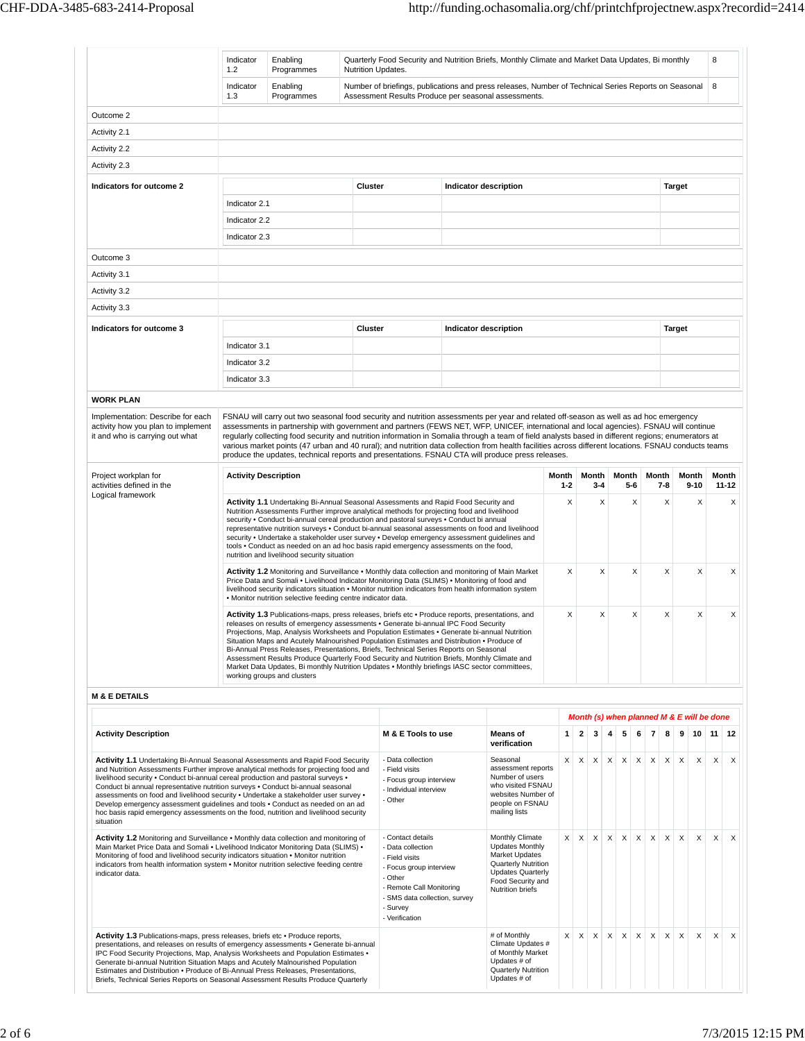| | | | | |
|---|---|---|---|---|
| | Indicator 1.2 | Enabling Programmes | Quarterly Food Security and Nutrition Briefs, Monthly Climate and Market Data Updates, Bi monthly Nutrition Updates. | 8 |
| | Indicator 1.3 | Enabling Programmes | Number of briefings, publications and press releases, Number of Technical Series Reports on Seasonal Assessment Results Produce per seasonal assessments. | 8 |
| Outcome 2 | | | | |
| Activity 2.1 | | | | |
| Activity 2.2 | | | | |
| Activity 2.3 | | | | |
| **Indicators for outcome 2** | | **Cluster** | **Indicator description** | **Target** |
| | Indicator 2.1 | | | |
| | Indicator 2.2 | | | |
| | Indicator 2.3 | | | |
| Outcome 3 | | | | |
| Activity 3.1 | | | | |
| Activity 3.2 | | | | |
| Activity 3.3 | | | | |
| **Indicators for outcome 3** | | **Cluster** | **Indicator description** | **Target** |
| | Indicator 3.1 | | | |
| | Indicator 3.2 | | | |
| | Indicator 3.3 | | | |

**WORK PLAN**

| | |
|---|---|
| Implementation: Describe for each activity how you plan to implement it and who is carrying out what | FSNAU will carry out two seasonal food security and nutrition assessments per year and related off-season as well as ad hoc emergency assessments in partnership with government and partners (FEWS NET, WFP, UNICEF, international and local agencies). FSNAU will continue regularly collecting food security and nutrition information in Somalia through a team of field analysts based in different regions; enumerators at various market points (47 urban and 40 rural); and nutrition data collection from health facilities across different locations. FSNAU conducts teams produce the updates, technical reports and presentations. FSNAU CTA will produce press releases. |

Project workplan for activities defined in the Logical framework

| Activity Description | Month 1-2 | Month 3-4 | Month 5-6 | Month 7-8 | Month 9-10 | Month 11-12 |
|---|---|---|---|---|---|---|
| **Activity 1.1** Undertaking Bi-Annual Seasonal Assessments and Rapid Food Security and Nutrition Assessments Further improve analytical methods for projecting food and livelihood security • Conduct bi-annual cereal production and pastoral surveys • Conduct bi annual representative nutrition surveys • Conduct bi-annual seasonal assessments on food and livelihood security • Undertake a stakeholder user survey • Develop emergency assessment guidelines and tools • Conduct as needed on an ad hoc basis rapid emergency assessments on the food, nutrition and livelihood security situation | X | X | X | X | X | X |
| **Activity 1.2** Monitoring and Surveillance • Monthly data collection and monitoring of Main Market Price Data and Somali • Livelihood Indicator Monitoring Data (SLIMS) • Monitoring of food and livelihood security indicators situation • Monitor nutrition indicators from health information system • Monitor nutrition selective feeding centre indicator data. | X | X | X | X | X | X |
| **Activity 1.3** Publications-maps, press releases, briefs etc • Produce reports, presentations, and releases on results of emergency assessments • Generate bi-annual IPC Food Security Projections, Map, Analysis Worksheets and Population Estimates • Generate bi-annual Nutrition Situation Maps and Acutely Malnourished Population Estimates and Distribution • Produce of Bi-Annual Press Releases, Presentations, Briefs, Technical Series Reports on Seasonal Assessment Results Produce Quarterly Food Security and Nutrition Briefs, Monthly Climate and Market Data Updates, Bi monthly Nutrition Updates • Monthly briefings IASC sector committees, working groups and clusters | X | X | X | X | X | X |

**M & E DETAILS**

| Activity Description | M & E Tools to use | Means of verification | *Month (s) when planned M & E will be done* 1 | 2 | 3 | 4 | 5 | 6 | 7 | 8 | 9 | 10 | 11 | 12 |
|---|---|---|---|---|---|---|---|---|---|---|---|---|---|---|
| **Activity 1.1** Undertaking Bi-Annual Seasonal Assessments and Rapid Food Security and Nutrition Assessments Further improve analytical methods for projecting food and livelihood security • Conduct bi-annual cereal production and pastoral surveys • Conduct bi annual representative nutrition surveys • Conduct bi-annual seasonal assessments on food and livelihood security • Undertake a stakeholder user survey • Develop emergency assessment guidelines and tools • Conduct as needed on an ad hoc basis rapid emergency assessments on the food, nutrition and livelihood security situation | - Data collection<br>- Field visits<br>- Focus group interview<br>- Individual interview<br>- Other | Seasonal assessment reports Number of users who visited FSNAU websites Number of people on FSNAU mailing lists | X | X | X | X | X | X | X | X | X | X | X | X |
| **Activity 1.2** Monitoring and Surveillance • Monthly data collection and monitoring of Main Market Price Data and Somali • Livelihood Indicator Monitoring Data (SLIMS) • Monitoring of food and livelihood security indicators situation • Monitor nutrition indicators from health information system • Monitor nutrition selective feeding centre indicator data. | - Contact details<br>- Data collection<br>- Field visits<br>- Focus group interview<br>- Other<br>- Remote Call Monitoring<br>- SMS data collection, survey<br>- Survey<br>- Verification | Monthly Climate Updates Monthly Market Updates Quarterly Nutrition Updates Quarterly Food Security and Nutrition briefs | X | X | X | X | X | X | X | X | X | X | X | X |
| **Activity 1.3** Publications-maps, press releases, briefs etc • Produce reports, presentations, and releases on results of emergency assessments • Generate bi-annual IPC Food Security Projections, Map, Analysis Worksheets and Population Estimates • Generate bi-annual Nutrition Situation Maps and Acutely Malnourished Population Estimates and Distribution • Produce of Bi-Annual Press Releases, Presentations, Briefs, Technical Series Reports on Seasonal Assessment Results Produce Quarterly | | # of Monthly Climate Updates # of Monthly Market Updates # of Quarterly Nutrition Updates # of | X | X | X | X | X | X | X | X | X | X | X | X |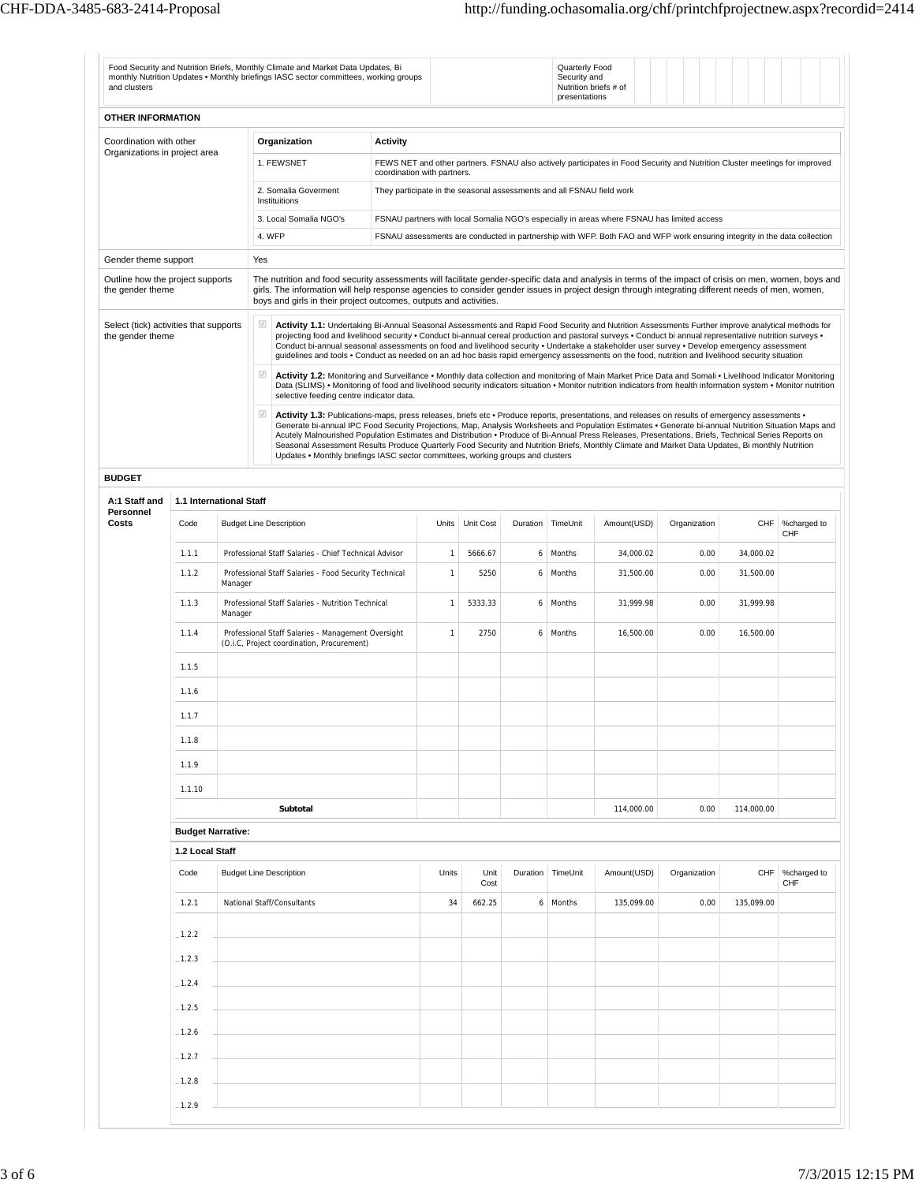| Food Security and Nutrition Briefs, Monthly Climate and Market Data Updates, Bi monthly Nutrition Updates • Monthly briefings IASC sector committees, working groups and clusters | | Quarterly Food Security and Nutrition briefs # of presentations |
|---|---|---|

**OTHER INFORMATION**

**Coordination with other Organizations in project area**

| Organization | Activity |
|---|---|
| 1. FEWSNET | FEWS NET and other partners. FSNAU also actively participates in Food Security and Nutrition Cluster meetings for improved coordination with partners. |
| 2. Somalia Goverment Instituitions | They participate in the seasonal assessments and all FSNAU field work |
| 3. Local Somalia NGO's | FSNAU partners with local Somalia NGO's especially in areas where FSNAU has limited access |
| 4. WFP | FSNAU assessments are conducted in partnership with WFP. Both FAO and WFP work ensuring integrity in the data collection |

**Gender theme support:** Yes

**Outline how the project supports the gender theme:** The nutrition and food security assessments will facilitate gender-specific data and analysis in terms of the impact of crisis on men, women, boys and girls. The information will help response agencies to consider gender issues in project design through integrating different needs of men, women, boys and girls in their project outcomes, outputs and activities.

**Select (tick) activities that supports the gender theme:**

- ☑ **Activity 1.1:** Undertaking Bi-Annual Seasonal Assessments and Rapid Food Security and Nutrition Assessments Further improve analytical methods for projecting food and livelihood security • Conduct bi-annual cereal production and pastoral surveys • Conduct bi annual representative nutrition surveys • Conduct bi-annual seasonal assessments on food and livelihood security • Undertake a stakeholder user survey • Develop emergency assessment guidelines and tools • Conduct as needed on an ad hoc basis rapid emergency assessments on the food, nutrition and livelihood security situation
- ☑ **Activity 1.2:** Monitoring and Surveillance • Monthly data collection and monitoring of Main Market Price Data and Somali • Livelihood Indicator Monitoring Data (SLIMS) • Monitoring of food and livelihood security indicators situation • Monitor nutrition indicators from health information system • Monitor nutrition selective feeding centre indicator data.
- ☑ **Activity 1.3:** Publications-maps, press releases, briefs etc • Produce reports, presentations, and releases on results of emergency assessments • Generate bi-annual IPC Food Security Projections, Map, Analysis Worksheets and Population Estimates • Generate bi-annual Nutrition Situation Maps and Acutely Malnourished Population Estimates and Distribution • Produce of Bi-Annual Press Releases, Presentations, Briefs, Technical Series Reports on Seasonal Assessment Results Produce Quarterly Food Security and Nutrition Briefs, Monthly Climate and Market Data Updates, Bi monthly Nutrition Updates • Monthly briefings IASC sector committees, working groups and clusters

**BUDGET**

**A:1 Staff and Personnel Costs**

**1.1 International Staff**

| Code | Budget Line Description | Units | Unit Cost | Duration | TimeUnit | Amount(USD) | Organization | CHF | %charged to CHF |
|---|---|---|---|---|---|---|---|---|---|
| 1.1.1 | Professional Staff Salaries - Chief Technical Advisor | 1 | 5666.67 | 6 | Months | 34,000.02 | 0.00 | 34,000.02 | |
| 1.1.2 | Professional Staff Salaries - Food Security Technical Manager | 1 | 5250 | 6 | Months | 31,500.00 | 0.00 | 31,500.00 | |
| 1.1.3 | Professional Staff Salaries - Nutrition Technical Manager | 1 | 5333.33 | 6 | Months | 31,999.98 | 0.00 | 31,999.98 | |
| 1.1.4 | Professional Staff Salaries - Management Oversight (O.i.C, Project coordination, Procurement) | 1 | 2750 | 6 | Months | 16,500.00 | 0.00 | 16,500.00 | |
| 1.1.5 | | | | | | | | | |
| 1.1.6 | | | | | | | | | |
| 1.1.7 | | | | | | | | | |
| 1.1.8 | | | | | | | | | |
| 1.1.9 | | | | | | | | | |
| 1.1.10 | | | | | | | | | |
| | **Subtotal** | | | | | 114,000.00 | 0.00 | 114,000.00 | |

**Budget Narrative:**

**1.2 Local Staff**

| Code | Budget Line Description | Units | Unit Cost | Duration | TimeUnit | Amount(USD) | Organization | CHF | %charged to CHF |
|---|---|---|---|---|---|---|---|---|---|
| 1.2.1 | National Staff/Consultants | 34 | 662.25 | 6 | Months | 135,099.00 | 0.00 | 135,099.00 | |
| 1.2.2 | | | | | | | | | |
| 1.2.3 | | | | | | | | | |
| 1.2.4 | | | | | | | | | |
| 1.2.5 | | | | | | | | | |
| 1.2.6 | | | | | | | | | |
| 1.2.7 | | | | | | | | | |
| 1.2.8 | | | | | | | | | |
| 1.2.9 | | | | | | | | | |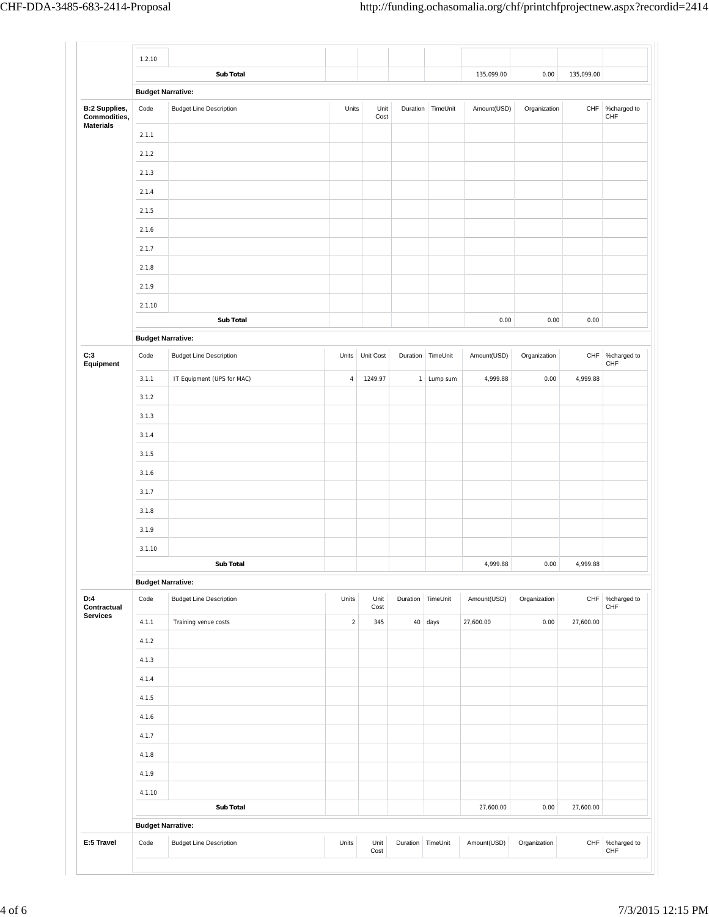| | Code | Budget Line Description | Units | Unit Cost | Duration | TimeUnit | Amount(USD) | Organization | CHF | %charged to CHF |
|---|---|---|---|---|---|---|---|---|---|---|
| | 1.2.10 | | | | | | | | | |
| | | Sub Total | | | | | 135,099.00 | 0.00 | 135,099.00 | |

**Budget Narrative:**

| **B:2 Supplies, Commodities, Materials** | Code | Budget Line Description | Units | Unit Cost | Duration | TimeUnit | Amount(USD) | Organization | CHF | %charged to CHF |
|---|---|---|---|---|---|---|---|---|---|---|
| | 2.1.1 | | | | | | | | | |
| | 2.1.2 | | | | | | | | | |
| | 2.1.3 | | | | | | | | | |
| | 2.1.4 | | | | | | | | | |
| | 2.1.5 | | | | | | | | | |
| | 2.1.6 | | | | | | | | | |
| | 2.1.7 | | | | | | | | | |
| | 2.1.8 | | | | | | | | | |
| | 2.1.9 | | | | | | | | | |
| | 2.1.10 | | | | | | | | | |
| | | Sub Total | | | | | 0.00 | 0.00 | 0.00 | |

**Budget Narrative:**

| **C:3 Equipment** | Code | Budget Line Description | Units | Unit Cost | Duration | TimeUnit | Amount(USD) | Organization | CHF | %charged to CHF |
|---|---|---|---|---|---|---|---|---|---|---|
| | 3.1.1 | IT Equipment (UPS for MAC) | 4 | 1249.97 | 1 | Lump sum | 4,999.88 | 0.00 | 4,999.88 | |
| | 3.1.2 | | | | | | | | | |
| | 3.1.3 | | | | | | | | | |
| | 3.1.4 | | | | | | | | | |
| | 3.1.5 | | | | | | | | | |
| | 3.1.6 | | | | | | | | | |
| | 3.1.7 | | | | | | | | | |
| | 3.1.8 | | | | | | | | | |
| | 3.1.9 | | | | | | | | | |
| | 3.1.10 | | | | | | | | | |
| | | Sub Total | | | | | 4,999.88 | 0.00 | 4,999.88 | |

**Budget Narrative:**

| **D:4 Contractual Services** | Code | Budget Line Description | Units | Unit Cost | Duration | TimeUnit | Amount(USD) | Organization | CHF | %charged to CHF |
|---|---|---|---|---|---|---|---|---|---|---|
| | 4.1.1 | Training venue costs | 2 | 345 | 40 | days | 27,600.00 | 0.00 | 27,600.00 | |
| | 4.1.2 | | | | | | | | | |
| | 4.1.3 | | | | | | | | | |
| | 4.1.4 | | | | | | | | | |
| | 4.1.5 | | | | | | | | | |
| | 4.1.6 | | | | | | | | | |
| | 4.1.7 | | | | | | | | | |
| | 4.1.8 | | | | | | | | | |
| | 4.1.9 | | | | | | | | | |
| | 4.1.10 | | | | | | | | | |
| | | Sub Total | | | | | 27,600.00 | 0.00 | 27,600.00 | |

**Budget Narrative:**

| **E:5 Travel** | Code | Budget Line Description | Units | Unit Cost | Duration | TimeUnit | Amount(USD) | Organization | CHF | %charged to CHF |
|---|---|---|---|---|---|---|---|---|---|---|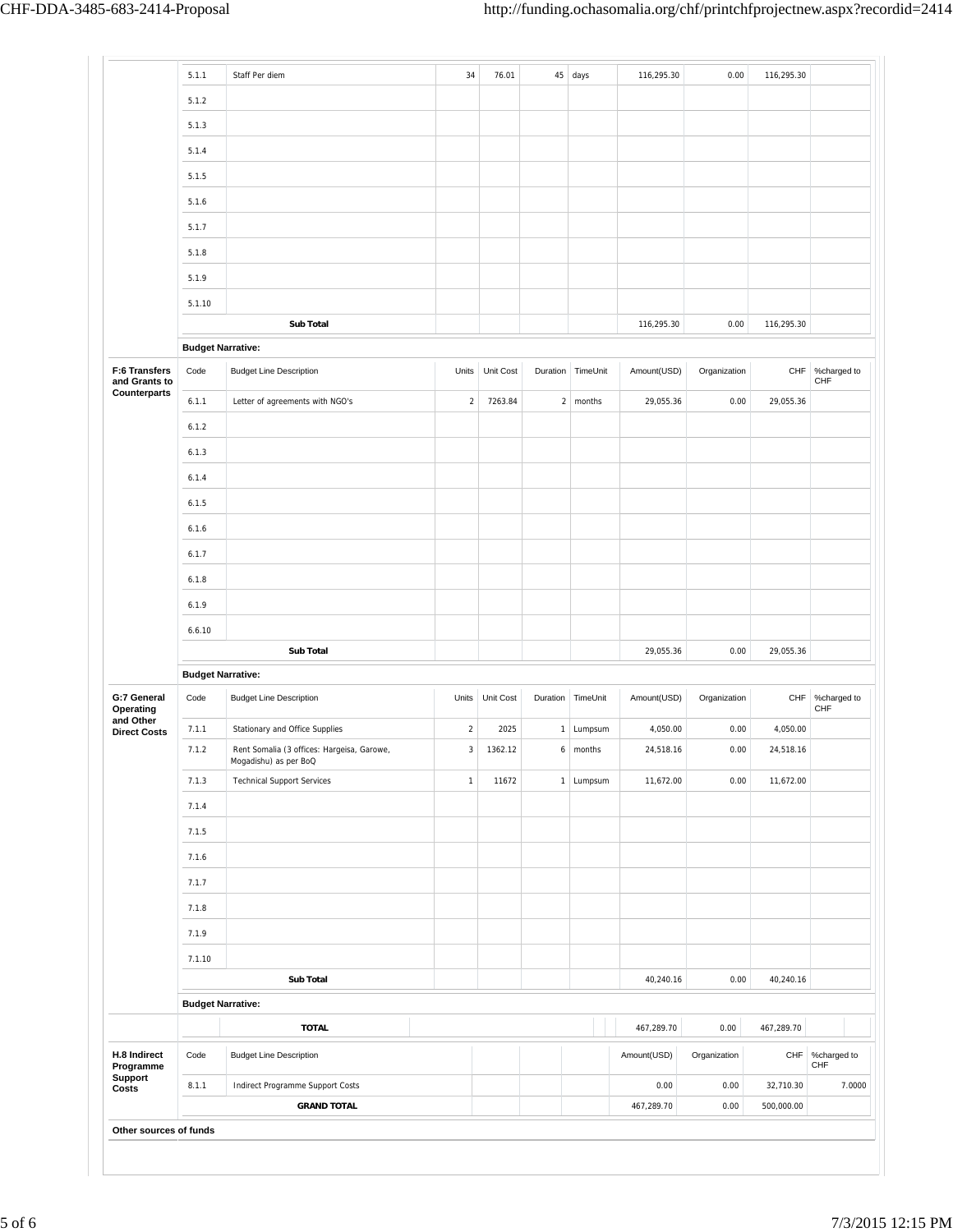| | Code | Budget Line Description | Units | Unit Cost | Duration | TimeUnit | Amount(USD) | Organization | CHF | %charged to CHF |
|---|---|---|---|---|---|---|---|---|---|---|
| | 5.1.1 | Staff Per diem | 34 | 76.01 | 45 | days | 116,295.30 | 0.00 | 116,295.30 | |
| | 5.1.2 | | | | | | | | | |
| | 5.1.3 | | | | | | | | | |
| | 5.1.4 | | | | | | | | | |
| | 5.1.5 | | | | | | | | | |
| | 5.1.6 | | | | | | | | | |
| | 5.1.7 | | | | | | | | | |
| | 5.1.8 | | | | | | | | | |
| | 5.1.9 | | | | | | | | | |
| | 5.1.10 | | | | | | | | | |
| | | **Sub Total** | | | | | 116,295.30 | 0.00 | 116,295.30 | |

**Budget Narrative:**

| **F:6 Transfers and Grants to Counterparts** | Code | Budget Line Description | Units | Unit Cost | Duration | TimeUnit | Amount(USD) | Organization | CHF | %charged to CHF |
|---|---|---|---|---|---|---|---|---|---|---|
| | 6.1.1 | Letter of agreements with NGO's | 2 | 7263.84 | 2 | months | 29,055.36 | 0.00 | 29,055.36 | |
| | 6.1.2 | | | | | | | | | |
| | 6.1.3 | | | | | | | | | |
| | 6.1.4 | | | | | | | | | |
| | 6.1.5 | | | | | | | | | |
| | 6.1.6 | | | | | | | | | |
| | 6.1.7 | | | | | | | | | |
| | 6.1.8 | | | | | | | | | |
| | 6.1.9 | | | | | | | | | |
| | 6.6.10 | | | | | | | | | |
| | | **Sub Total** | | | | | 29,055.36 | 0.00 | 29,055.36 | |

**Budget Narrative:**

| **G:7 General Operating and Other Direct Costs** | Code | Budget Line Description | Units | Unit Cost | Duration | TimeUnit | Amount(USD) | Organization | CHF | %charged to CHF |
|---|---|---|---|---|---|---|---|---|---|---|
| | 7.1.1 | Stationary and Office Supplies | 2 | 2025 | 1 | Lumpsum | 4,050.00 | 0.00 | 4,050.00 | |
| | 7.1.2 | Rent Somalia (3 offices: Hargeisa, Garowe, Mogadishu) as per BoQ | 3 | 1362.12 | 6 | months | 24,518.16 | 0.00 | 24,518.16 | |
| | 7.1.3 | Technical Support Services | 1 | 11672 | 1 | Lumpsum | 11,672.00 | 0.00 | 11,672.00 | |
| | 7.1.4 | | | | | | | | | |
| | 7.1.5 | | | | | | | | | |
| | 7.1.6 | | | | | | | | | |
| | 7.1.7 | | | | | | | | | |
| | 7.1.8 | | | | | | | | | |
| | 7.1.9 | | | | | | | | | |
| | 7.1.10 | | | | | | | | | |
| | | **Sub Total** | | | | | 40,240.16 | 0.00 | 40,240.16 | |

**Budget Narrative:**

| | | **TOTAL** | | | | | 467,289.70 | 0.00 | 467,289.70 | |
|---|---|---|---|---|---|---|---|---|---|---|

| **H.8 Indirect Programme Support Costs** | Code | Budget Line Description | | | | Amount(USD) | Organization | CHF | %charged to CHF |
|---|---|---|---|---|---|---|---|---|---|
| | 8.1.1 | Indirect Programme Support Costs | | | | 0.00 | 0.00 | 32,710.30 | 7.0000 |
| | | **GRAND TOTAL** | | | | 467,289.70 | 0.00 | 500,000.00 | |

**Other sources of funds**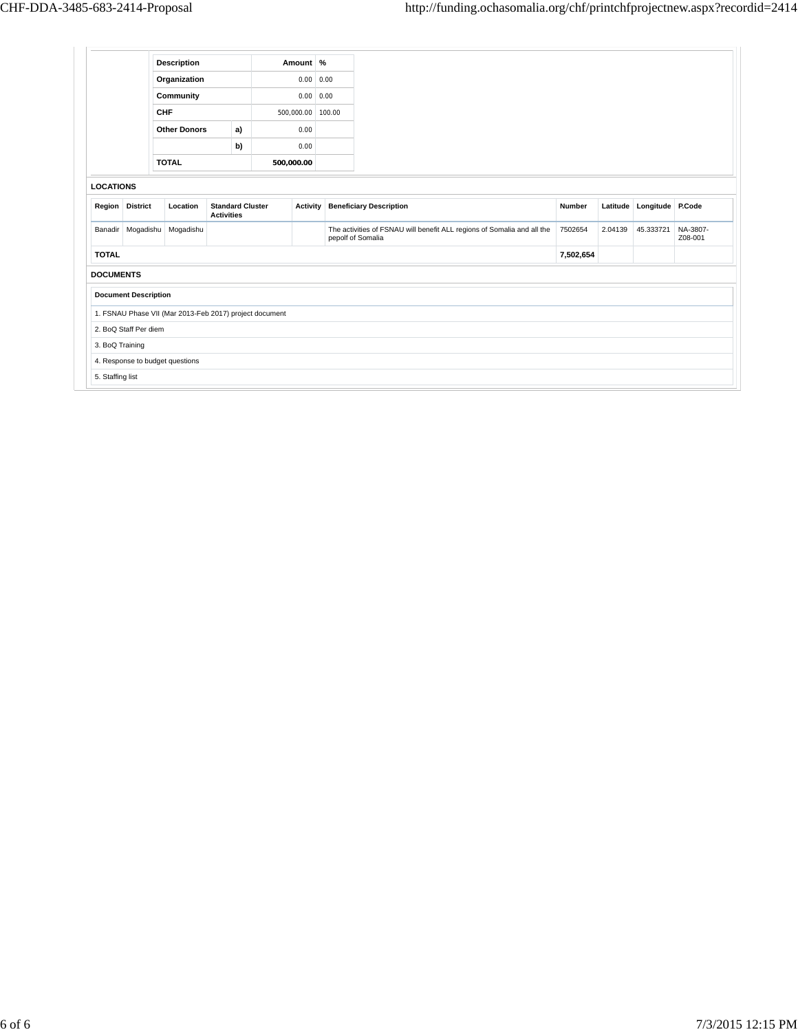| Description | | Amount | % |
|---|---|---|---|
| Organization | | 0.00 | 0.00 |
| Community | | 0.00 | 0.00 |
| CHF | | 500,000.00 | 100.00 |
| Other Donors | a) | 0.00 | |
| | b) | 0.00 | |
| TOTAL | | 500,000.00 | |

**LOCATIONS**

| Region | District | Location | Standard Cluster Activities | Activity | Beneficiary Description | Number | Latitude | Longitude | P.Code |
|---|---|---|---|---|---|---|---|---|---|
| Banadir | Mogadishu | Mogadishu | | | The activities of FSNAU will benefit ALL regions of Somalia and all the pepolf of Somalia | 7502654 | 2.04139 | 45.333721 | NA-3807-Z08-001 |
| TOTAL | | | | | | 7,502,654 | | | |

**DOCUMENTS**

| Document Description |
|---|
| 1. FSNAU Phase VII (Mar 2013-Feb 2017) project document |
| 2. BoQ Staff Per diem |
| 3. BoQ Training |
| 4. Response to budget questions |
| 5. Staffing list |